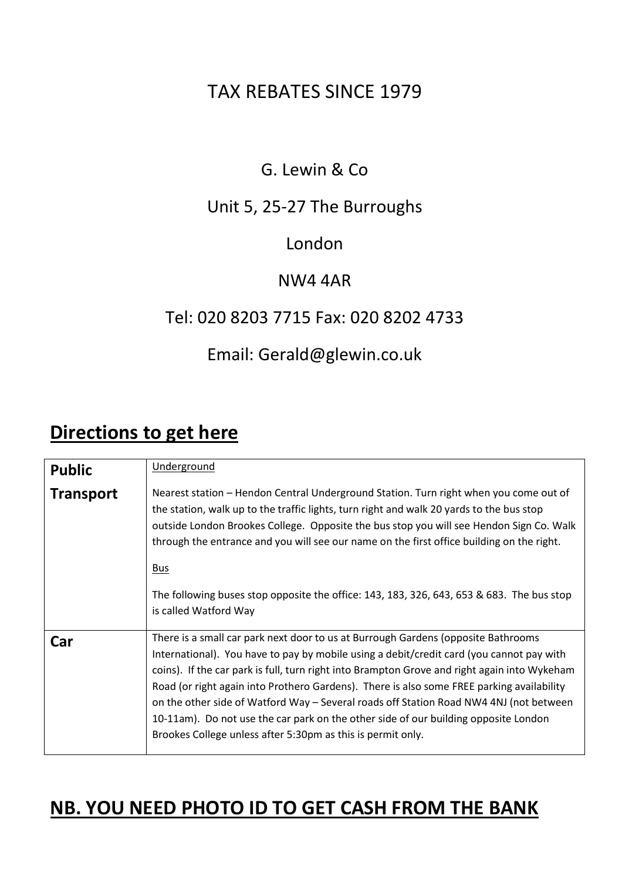TAX REBATES SINCE 1979

G. Lewin & Co

Unit 5, 25-27 The Burroughs

London

NW4 4AR

Tel: 020 8203 7715 Fax: 020 8202 4733

Email: Gerald@glewin.co.uk

## Directions to get here

| | |
|---|---|
| **Public Transport** | Underground<br><br>Nearest station – Hendon Central Underground Station. Turn right when you come out of the station, walk up to the traffic lights, turn right and walk 20 yards to the bus stop outside London Brookes College. Opposite the bus stop you will see Hendon Sign Co. Walk through the entrance and you will see our name on the first office building on the right.<br><br>Bus<br><br>The following buses stop opposite the office: 143, 183, 326, 643, 653 & 683. The bus stop is called Watford Way |
| **Car** | There is a small car park next door to us at Burrough Gardens (opposite Bathrooms International). You have to pay by mobile using a debit/credit card (you cannot pay with coins). If the car park is full, turn right into Brampton Grove and right again into Wykeham Road (or right again into Prothero Gardens). There is also some FREE parking availability on the other side of Watford Way – Several roads off Station Road NW4 4NJ (not between 10-11am). Do not use the car park on the other side of our building opposite London Brookes College unless after 5:30pm as this is permit only. |

## NB. YOU NEED PHOTO ID TO GET CASH FROM THE BANK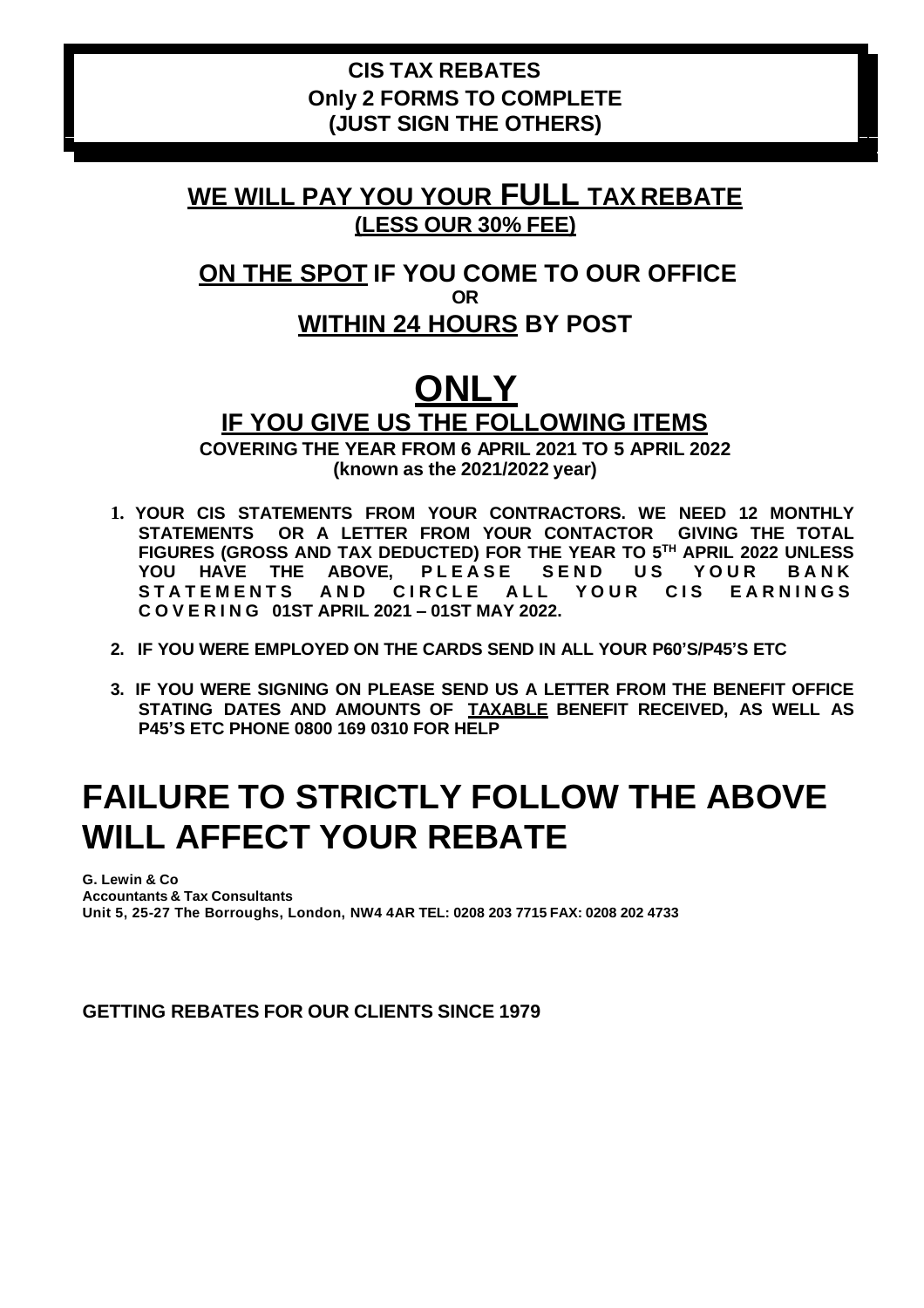**CIS TAX REBATES**
**Only 2 FORMS TO COMPLETE**
**(JUST SIGN THE OTHERS)**

## WE WILL PAY YOU YOUR FULL TAX REBATE

**(LESS OUR 30% FEE)**

## ON THE SPOT IF YOU COME TO OUR OFFICE

**OR**

## WITHIN 24 HOURS BY POST

# ONLY

## IF YOU GIVE US THE FOLLOWING ITEMS

**COVERING THE YEAR FROM 6 APRIL 2021 TO 5 APRIL 2022**
**(known as the 2021/2022 year)**

1. **YOUR CIS STATEMENTS FROM YOUR CONTRACTORS. WE NEED 12 MONTHLY STATEMENTS OR A LETTER FROM YOUR CONTACTOR GIVING THE TOTAL FIGURES (GROSS AND TAX DEDUCTED) FOR THE YEAR TO 5TH APRIL 2022 UNLESS YOU HAVE THE ABOVE, PLEASE SEND US YOUR BANK STATEMENTS AND CIRCLE ALL YOUR CIS EARNINGS COVERING 01ST APRIL 2021 – 01ST MAY 2022.**
2. **IF YOU WERE EMPLOYED ON THE CARDS SEND IN ALL YOUR P60'S/P45'S ETC**
3. **IF YOU WERE SIGNING ON PLEASE SEND US A LETTER FROM THE BENEFIT OFFICE STATING DATES AND AMOUNTS OF TAXABLE BENEFIT RECEIVED, AS WELL AS P45'S ETC PHONE 0800 169 0310 FOR HELP**

# FAILURE TO STRICTLY FOLLOW THE ABOVE WILL AFFECT YOUR REBATE

**G. Lewin & Co**
**Accountants & Tax Consultants**
**Unit 5, 25-27 The Borroughs, London, NW4 4AR TEL: 0208 203 7715 FAX: 0208 202 4733**

**GETTING REBATES FOR OUR CLIENTS SINCE 1979**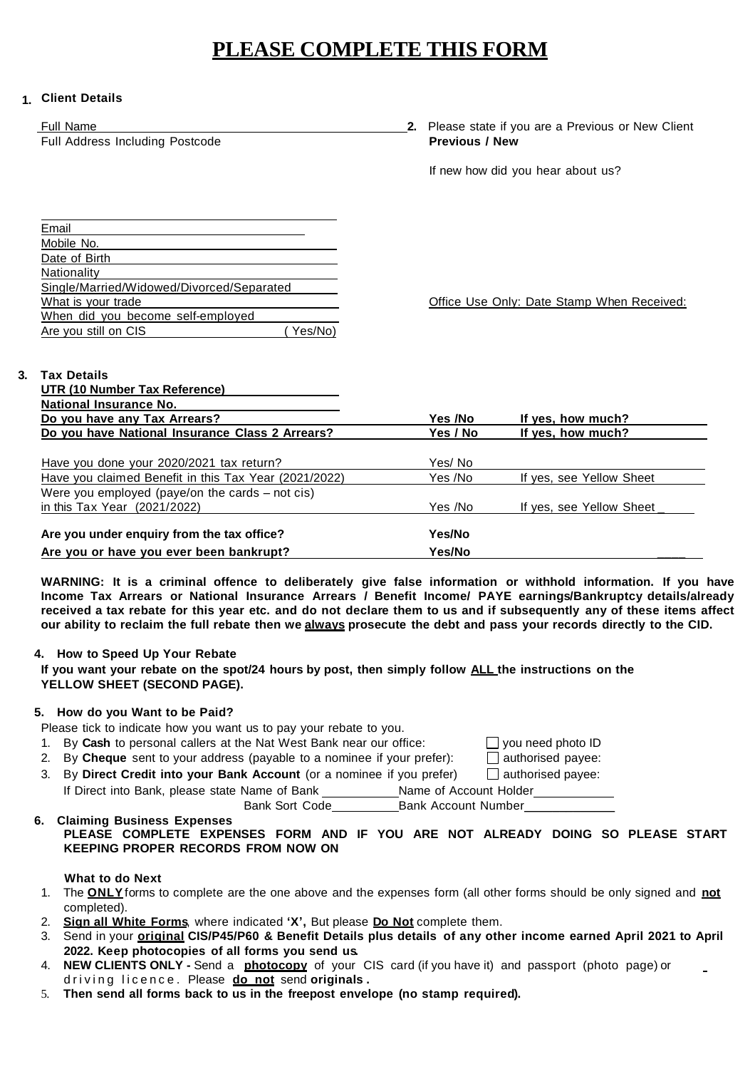# PLEASE COMPLETE THIS FORM

**1. Client Details**

Full Name

Full Address Including Postcode

**2.** Please state if you are a Previous or New Client
**Previous / New**

If new how did you hear about us?

Email
Mobile No.
Date of Birth
Nationality
Single/Married/Widowed/Divorced/Separated
What is your trade
When did you become self-employed
Are you still on CIS ( Yes/No)

Office Use Only: Date Stamp When Received:

**3. Tax Details**

| | | |
|---|---|---|
| **UTR (10 Number Tax Reference)** | | |
| **National Insurance No.** | | |
| **Do you have any Tax Arrears?** | **Yes /No** | **If yes, how much?** |
| **Do you have National Insurance Class 2 Arrears?** | **Yes / No** | **If yes, how much?** |
| Have you done your 2020/2021 tax return? | Yes/ No | |
| Have you claimed Benefit in this Tax Year (2021/2022) | Yes /No | If yes, see Yellow Sheet |
| Were you employed (paye/on the cards – not cis) in this Tax Year (2021/2022) | Yes /No | If yes, see Yellow Sheet _ |
| **Are you under enquiry from the tax office?** | **Yes/No** | |
| **Are you or have you ever been bankrupt?** | **Yes/No** | |

**WARNING: It is a criminal offence to deliberately give false information or withhold information. If you have Income Tax Arrears or National Insurance Arrears / Benefit Income/ PAYE earnings/Bankruptcy details/already received a tax rebate for this year etc. and do not declare them to us and if subsequently any of these items affect our ability to reclaim the full rebate then we always prosecute the debt and pass your records directly to the CID.**

**4. How to Speed Up Your Rebate**

**If you want your rebate on the spot/24 hours by post, then simply follow ALL the instructions on the YELLOW SHEET (SECOND PAGE).**

**5. How do you Want to be Paid?**

Please tick to indicate how you want us to pay your rebate to you.

1. By **Cash** to personal callers at the Nat West Bank near our office: ☐ you need photo ID
2. By **Cheque** sent to your address (payable to a nominee if your prefer): ☐ authorised payee:
3. By **Direct Credit into your Bank Account** (or a nominee if you prefer) ☐ authorised payee:

If Direct into Bank, please state Name of Bank ____________ Name of Account Holder____________
Bank Sort Code__________ Bank Account Number____________

**6. Claiming Business Expenses**

**PLEASE COMPLETE EXPENSES FORM AND IF YOU ARE NOT ALREADY DOING SO PLEASE START KEEPING PROPER RECORDS FROM NOW ON**

**What to do Next**

1. The **ONLY** forms to complete are the one above and the expenses form (all other forms should be only signed and **not** completed).
2. **Sign all White Forms**, where indicated **'X',** But please **Do Not** complete them.
3. Send in your **original CIS/P45/P60 & Benefit Details plus details of any other income earned April 2021 to April 2022. Keep photocopies of all forms you send us.**
4. **NEW CLIENTS ONLY -** Send a **photocopy** of your CIS card (if you have it) and passport (photo page) or driving licence. Please **do not** send **originals .**
5. **Then send all forms back to us in the freepost envelope (no stamp required).**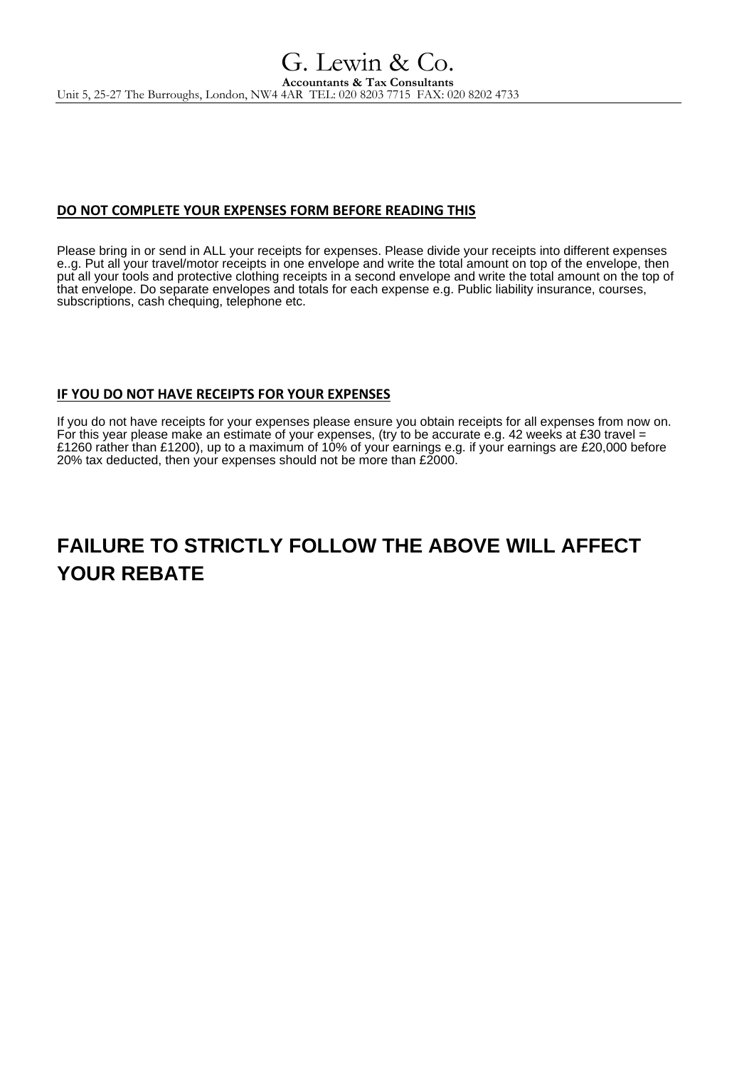# G. Lewin & Co.

**Accountants & Tax Consultants**

Unit 5, 25-27 The Burroughs, London, NW4 4AR TEL: 020 8203 7715 FAX: 020 8202 4733

**DO NOT COMPLETE YOUR EXPENSES FORM BEFORE READING THIS**

Please bring in or send in ALL your receipts for expenses. Please divide your receipts into different expenses e..g. Put all your travel/motor receipts in one envelope and write the total amount on top of the envelope, then put all your tools and protective clothing receipts in a second envelope and write the total amount on the top of that envelope. Do separate envelopes and totals for each expense e.g. Public liability insurance, courses, subscriptions, cash chequing, telephone etc.

**IF YOU DO NOT HAVE RECEIPTS FOR YOUR EXPENSES**

If you do not have receipts for your expenses please ensure you obtain receipts for all expenses from now on. For this year please make an estimate of your expenses, (try to be accurate e.g. 42 weeks at £30 travel = £1260 rather than £1200), up to a maximum of 10% of your earnings e.g. if your earnings are £20,000 before 20% tax deducted, then your expenses should not be more than £2000.

## FAILURE TO STRICTLY FOLLOW THE ABOVE WILL AFFECT YOUR REBATE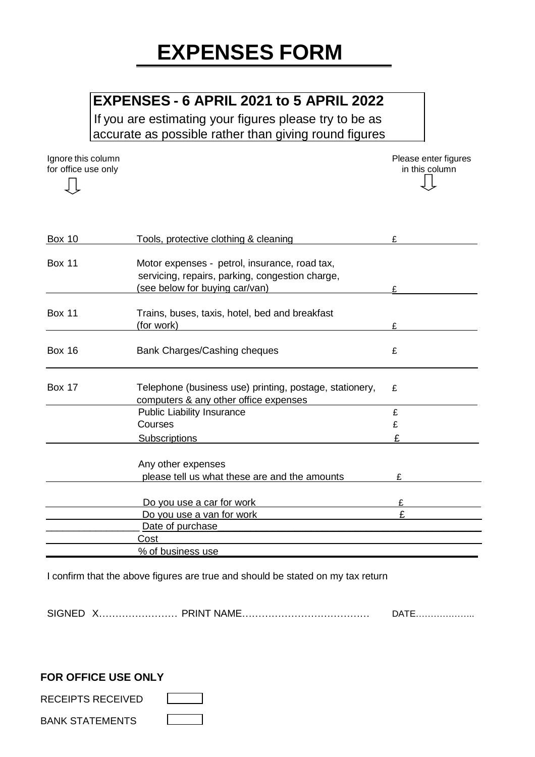# EXPENSES FORM

**EXPENSES - 6 APRIL 2021 to 5 APRIL 2022**

If you are estimating your figures please try to be as accurate as possible rather than giving round figures

| Ignore this column for office use only | | Please enter figures in this column |
|---|---|---|
| Box 10 | Tools, protective clothing & cleaning | £ |
| Box 11 | Motor expenses - petrol, insurance, road tax, servicing, repairs, parking, congestion charge, (see below for buying car/van) | £ |
| Box 11 | Trains, buses, taxis, hotel, bed and breakfast (for work) | £ |
| Box 16 | Bank Charges/Cashing cheques | £ |
| Box 17 | Telephone (business use) printing, postage, stationery, computers & any other office expenses | £ |
| | Public Liability Insurance | £ |
| | Courses | £ |
| | Subscriptions | £ |
| | Any other expenses please tell us what these are and the amounts | £ |
| | Do you use a car for work | £ |
| | Do you use a van for work | £ |
| | Date of purchase | |
| | Cost | |
| | % of business use | |

I confirm that the above figures are true and should be stated on my tax return

SIGNED X…………………… PRINT NAME………………………………… DATE………………..

**FOR OFFICE USE ONLY**

RECEIPTS RECEIVED ☐

BANK STATEMENTS ☐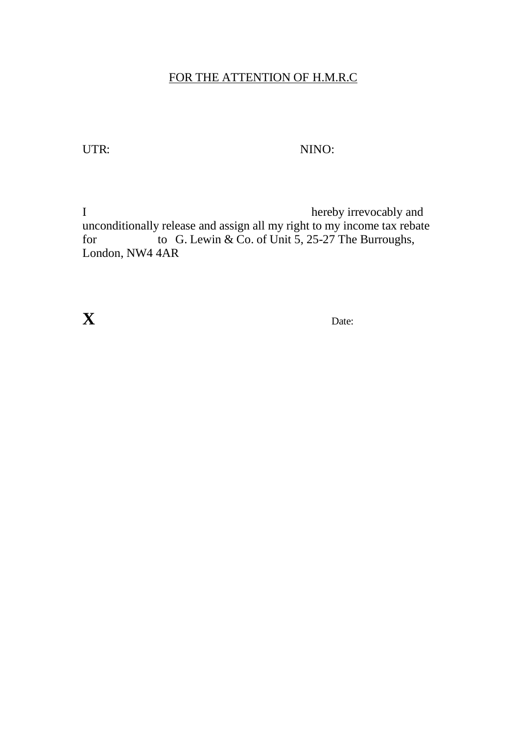<u>FOR THE ATTENTION OF H.M.R.C</u>

UTR: NINO:

I hereby irrevocably and unconditionally release and assign all my right to my income tax rebate for to G. Lewin & Co. of Unit 5, 25-27 The Burroughs, London, NW4 4AR

**X** Date: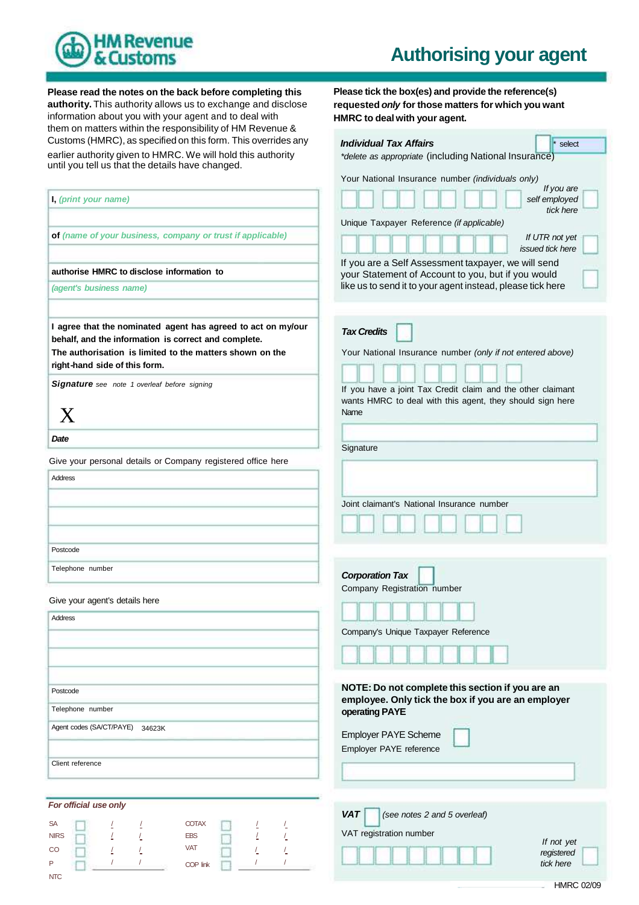HM Revenue & Customs

# Authorising your agent

**Please read the notes on the back before completing this authority.** This authority allows us to exchange and disclose information about you with your agent and to deal with them on matters within the responsibility of HM Revenue & Customs (HMRC), as specified on this form. This overrides any earlier authority given to HMRC. We will hold this authority until you tell us that the details have changed.

**I,** *(print your name)*

**of** *(name of your business, company or trust if applicable)*

**authorise HMRC to disclose information to**
*(agent's business name)*

**I agree that the nominated agent has agreed to act on my/our behalf, and the information is correct and complete. The authorisation is limited to the matters shown on the right-hand side of this form.**

***Signature*** *see note 1 overleaf before signing*

X

***Date***

Give your personal details or Company registered office here

Address

Postcode

Telephone number

Give your agent's details here

Address

Postcode

Telephone number

Agent codes (SA/CT/PAYE) 34623K

Client reference

***For official use only***

| | | | | | | | |
|---|---|---|---|---|---|---|---|
| SA | ☐ | / | / | COTAX | ☐ | / | / |
| NIRS | ☐ | / | / | EBS | ☐ | / | / |
| CO | ☐ | / | / | VAT | ☐ | / | / |
| P | ☐ | / | / | COP link | ☐ | / | / |
| NTC | | | | | | | |

**Please tick the box(es) and provide the reference(s) requested *only* for those matters for which you want HMRC to deal with your agent.**

***Individual Tax Affairs*** ☐ * select

*\*delete as appropriate* (including National Insurance)

Your National Insurance number *(individuals only)*

*If you are self employed tick here* ☐

Unique Taxpayer Reference *(if applicable)*

*If UTR not yet issued tick here* ☐

If you are a Self Assessment taxpayer, we will send your Statement of Account to you, but if you would like us to send it to your agent instead, please tick here ☐

***Tax Credits*** ☐

Your National Insurance number *(only if not entered above)*

If you have a joint Tax Credit claim and the other claimant wants HMRC to deal with this agent, they should sign here

Name

Signature

Joint claimant's National Insurance number

***Corporation Tax*** ☐

Company Registration number

Company's Unique Taxpayer Reference

**NOTE: Do not complete this section if you are an employee. Only tick the box if you are an employer operating PAYE**

Employer PAYE Scheme ☐

Employer PAYE reference

***VAT*** ☐ *(see notes 2 and 5 overleaf)*

VAT registration number

*If not yet registered tick here* ☐

HMRC 02/09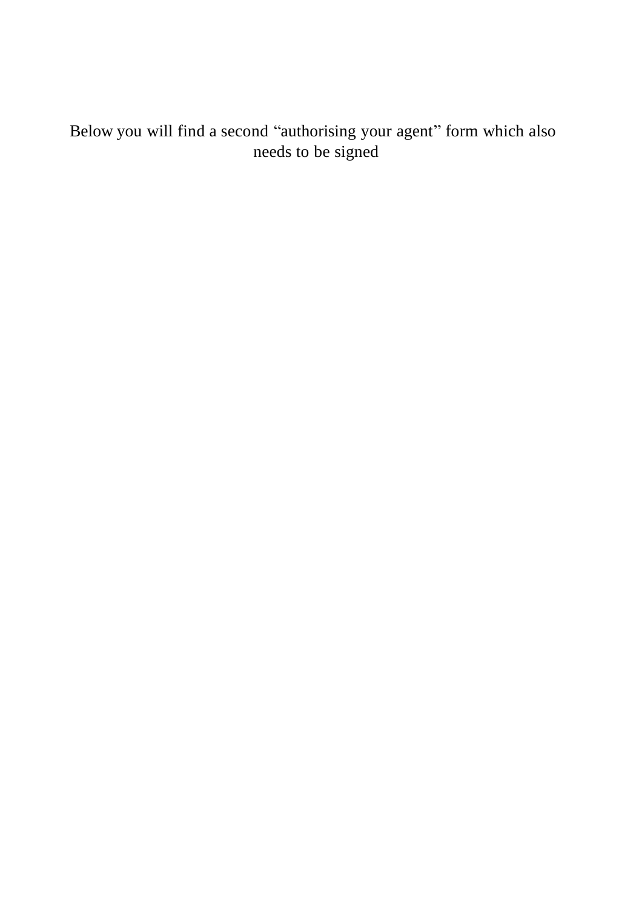Below you will find a second “authorising your agent” form which also needs to be signed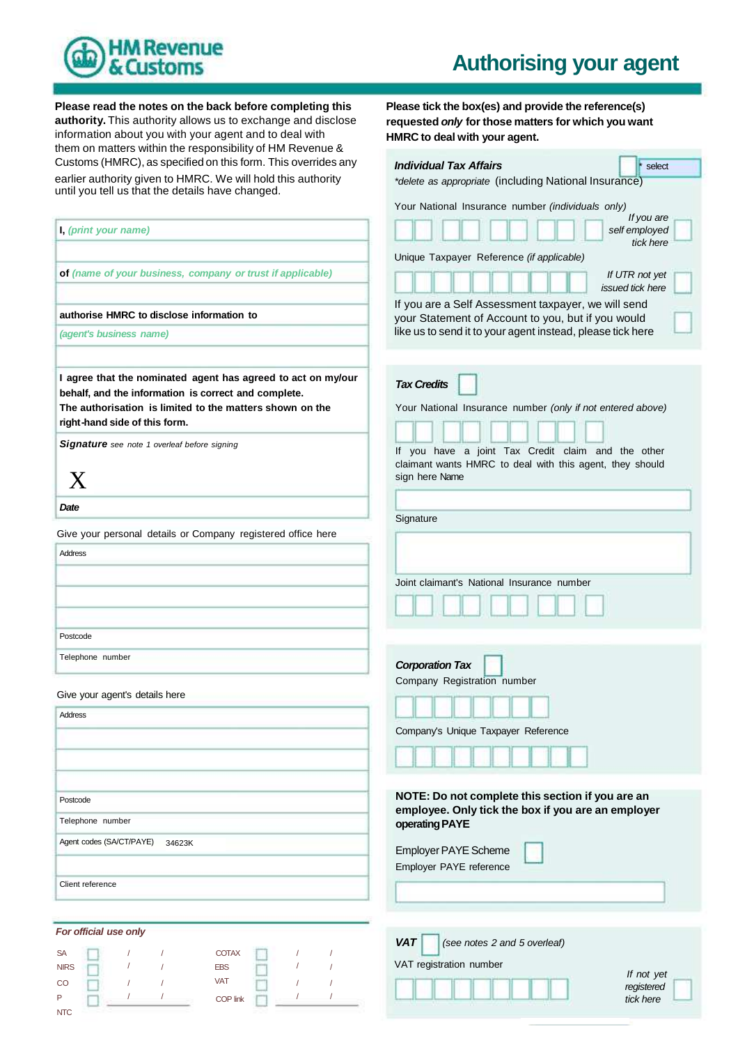HM Revenue & Customs

# Authorising your agent

**Please read the notes on the back before completing this authority.** This authority allows us to exchange and disclose information about you with your agent and to deal with them on matters within the responsibility of HM Revenue & Customs (HMRC), as specified on this form. This overrides any earlier authority given to HMRC. We will hold this authority until you tell us that the details have changed.

**I,** *(print your name)*

**of** *(name of your business, company or trust if applicable)*

**authorise HMRC to disclose information to**

*(agent's business name)*

**I agree that the nominated agent has agreed to act on my/our behalf, and the information is correct and complete. The authorisation is limited to the matters shown on the right-hand side of this form.**

***Signature*** *see note 1 overleaf before signing*

X

***Date***

Give your personal details or Company registered office here

Address

Postcode

Telephone number

Give your agent's details here

Address

Postcode

Telephone number

Agent codes (SA/CT/PAYE) 34623K

Client reference

***For official use only***

| SA | ☐ | / / | COTAX | ☐ | / / |
|---|---|---|---|---|---|
| NIRS | ☐ | / / | EBS | ☐ | / / |
| CO | ☐ | / / | VAT | ☐ | / / |
| P | ☐ | / / | COP link | ☐ | / / |
| NTC | | | | | |

**Please tick the box(es) and provide the reference(s) requested *only* for those matters for which you want HMRC to deal with your agent.**

***Individual Tax Affairs*** ☐ * select

*\*delete as appropriate* (including National Insurance)

Your National Insurance number *(individuals only)*

*If you are self employed tick here* ☐

Unique Taxpayer Reference *(if applicable)*

*If UTR not yet issued tick here* ☐

If you are a Self Assessment taxpayer, we will send your Statement of Account to you, but if you would like us to send it to your agent instead, please tick here ☐

***Tax Credits*** ☐

Your National Insurance number *(only if not entered above)*

If you have a joint Tax Credit claim and the other claimant wants HMRC to deal with this agent, they should sign here Name

Signature

Joint claimant's National Insurance number

***Corporation Tax*** ☐

Company Registration number

Company's Unique Taxpayer Reference

**NOTE: Do not complete this section if you are an employee. Only tick the box if you are an employer operating PAYE**

Employer PAYE Scheme ☐

Employer PAYE reference

***VAT*** ☐ *(see notes 2 and 5 overleaf)*

VAT registration number

*If not yet registered tick here* ☐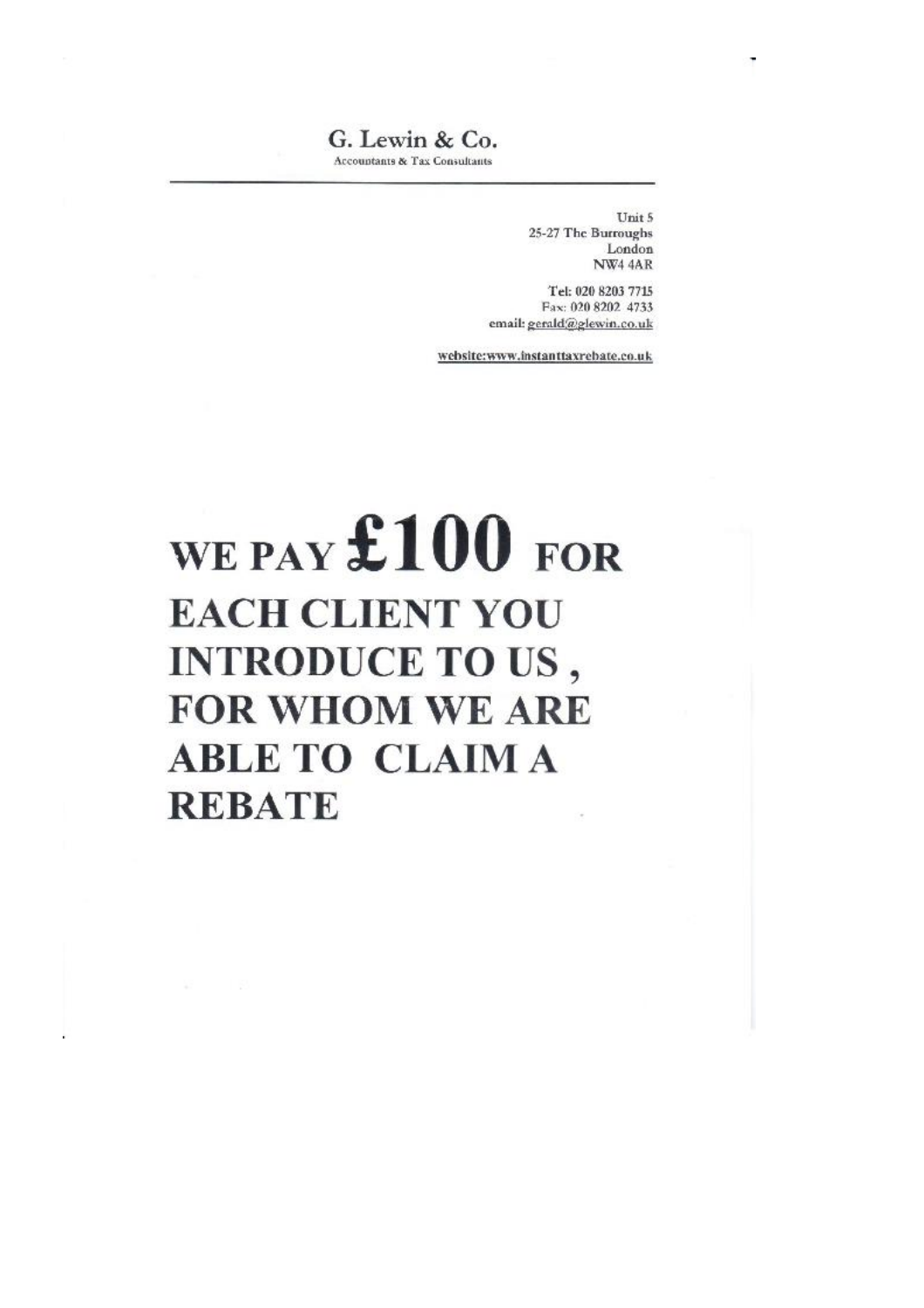# G. Lewin & Co.

Accountants & Tax Consultants

Unit 5
25-27 The Burroughs
London
NW4 4AR

Tel: 020 8203 7715
Fax: 020 8202 4733
email: gerald@glewin.co.uk

website:www.instanttaxrebate.co.uk

# WE PAY £100 FOR EACH CLIENT YOU INTRODUCE TO US , FOR WHOM WE ARE ABLE TO CLAIM A REBATE